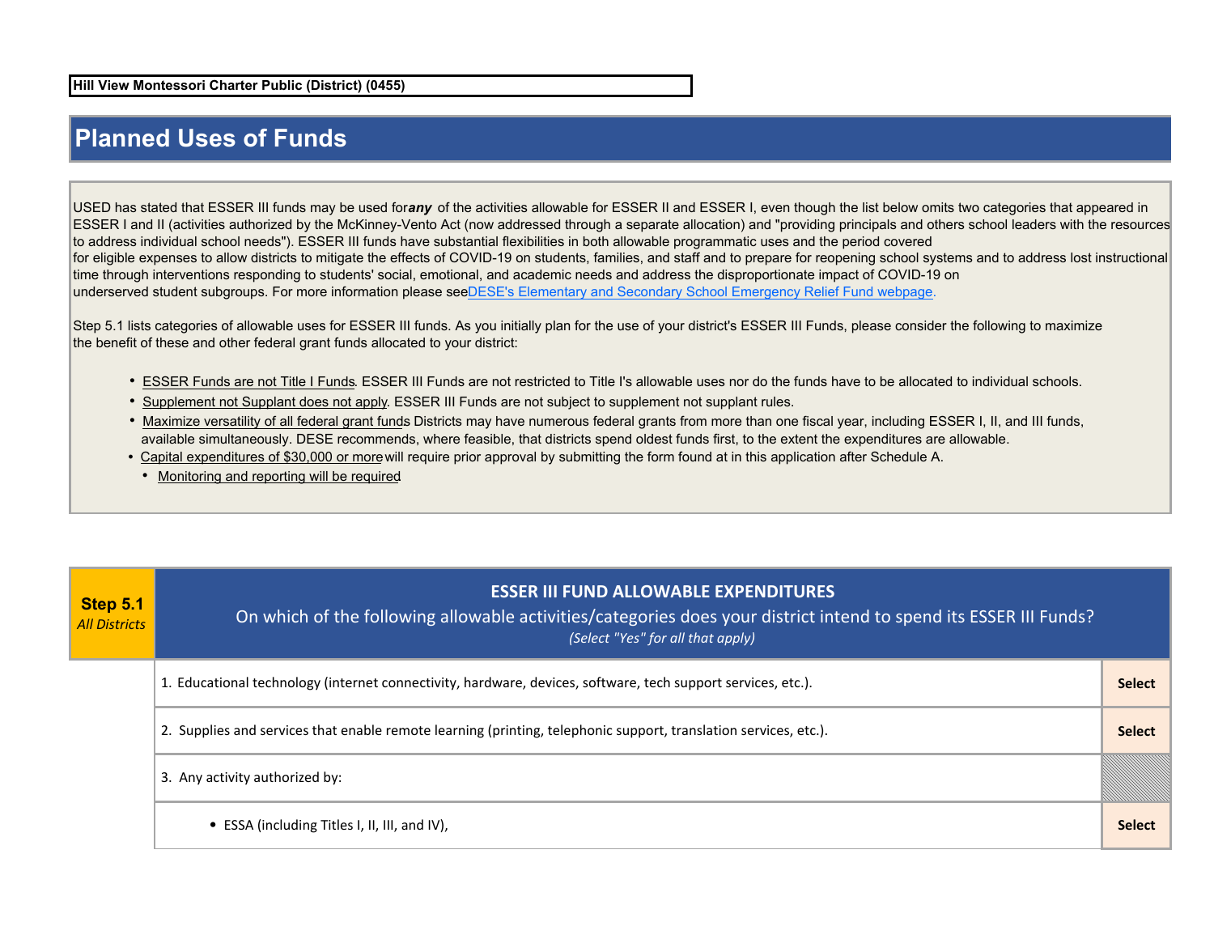Hill View Montessori Charter Public (District) (0455)

# Planned Uses of Funds

USED has stated that ESSER III funds may be used for ***any*** of the activities allowable for ESSER II and ESSER I, even though the list below omits two categories that appeared in ESSER I and II (activities authorized by the McKinney-Vento Act (now addressed through a separate allocation) and "providing principals and others school leaders with the resources to address individual school needs"). ESSER III funds have substantial flexibilities in both allowable programmatic uses and the period covered for eligible expenses to allow districts to mitigate the effects of COVID-19 on students, families, and staff and to prepare for reopening school systems and to address lost instructional time through interventions responding to students' social, emotional, and academic needs and address the disproportionate impact of COVID-19 on underserved student subgroups. For more information please see DESE's Elementary and Secondary School Emergency Relief Fund webpage.

Step 5.1 lists categories of allowable uses for ESSER III funds. As you initially plan for the use of your district's ESSER III Funds, please consider the following to maximize the benefit of these and other federal grant funds allocated to your district:

- ESSER Funds are not Title I Funds. ESSER III Funds are not restricted to Title I's allowable uses nor do the funds have to be allocated to individual schools.
- Supplement not Supplant does not apply. ESSER III Funds are not subject to supplement not supplant rules.
- Maximize versatility of all federal grant funds Districts may have numerous federal grants from more than one fiscal year, including ESSER I, II, and III funds, available simultaneously. DESE recommends, where feasible, that districts spend oldest funds first, to the extent the expenditures are allowable.
- Capital expenditures of $30,000 or more will require prior approval by submitting the form found at in this application after Schedule A.
  - Monitoring and reporting will be required

| **Step 5.1** *All Districts* | **ESSER III FUND ALLOWABLE EXPENDITURES** On which of the following allowable activities/categories does your district intend to spend its ESSER III Funds? *(Select "Yes" for all that apply)* | |
|---|---|---|
| | 1. Educational technology (internet connectivity, hardware, devices, software, tech support services, etc.). | **Select** |
| | 2. Supplies and services that enable remote learning (printing, telephonic support, translation services, etc.). | **Select** |
| | 3. Any activity authorized by: | |
| | • ESSA (including Titles I, II, III, and IV), | **Select** |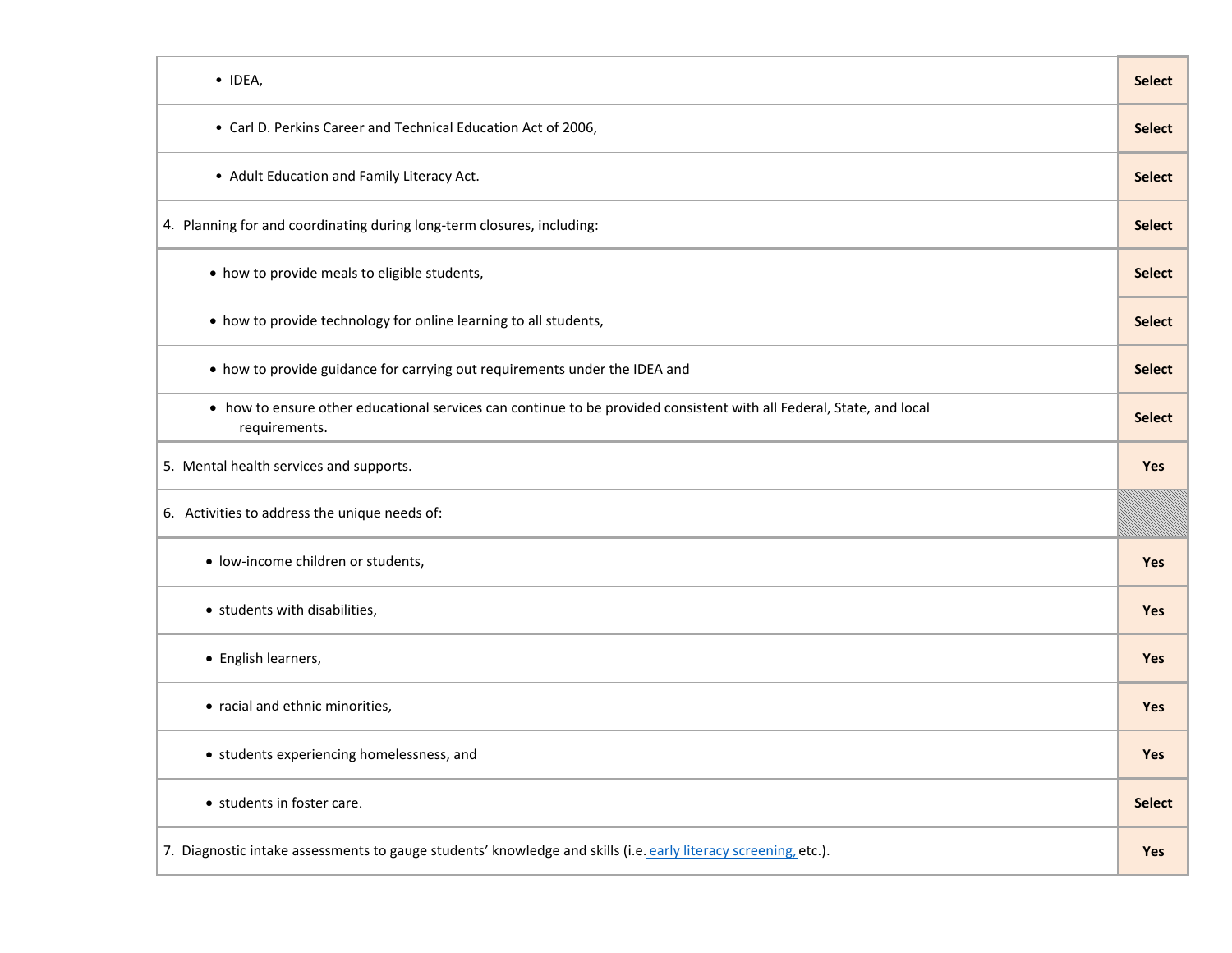| | |
|---|---|
| • IDEA, | Select |
| • Carl D. Perkins Career and Technical Education Act of 2006, | Select |
| • Adult Education and Family Literacy Act. | Select |
| 4. Planning for and coordinating during long-term closures, including: | Select |
| • how to provide meals to eligible students, | Select |
| • how to provide technology for online learning to all students, | Select |
| • how to provide guidance for carrying out requirements under the IDEA and | Select |
| • how to ensure other educational services can continue to be provided consistent with all Federal, State, and local requirements. | Select |
| 5. Mental health services and supports. | Yes |
| 6. Activities to address the unique needs of: | |
| • low-income children or students, | Yes |
| • students with disabilities, | Yes |
| • English learners, | Yes |
| • racial and ethnic minorities, | Yes |
| • students experiencing homelessness, and | Yes |
| • students in foster care. | Select |
| 7. Diagnostic intake assessments to gauge students' knowledge and skills (i.e. early literacy screening, etc.). | Yes |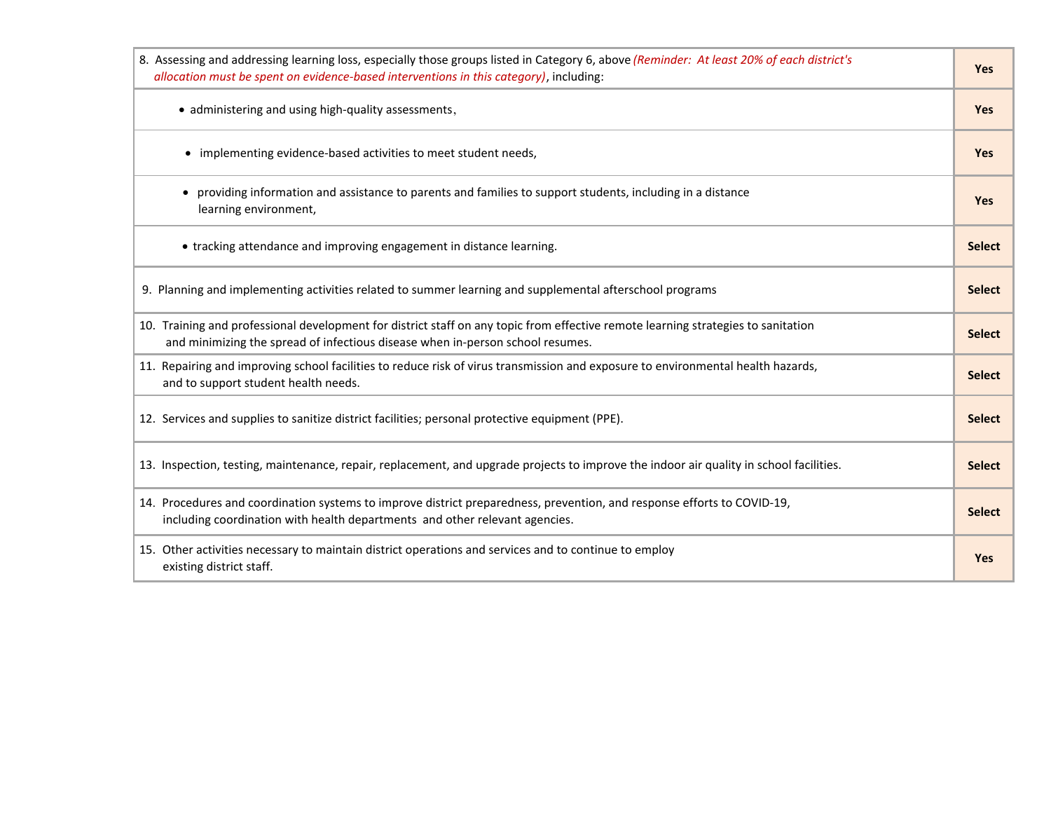| | |
|---|---|
| 8. Assessing and addressing learning loss, especially those groups listed in Category 6, above *(Reminder: At least 20% of each district's allocation must be spent on evidence-based interventions in this category)*, including: | **Yes** |
| • administering and using high-quality assessments, | **Yes** |
| • implementing evidence-based activities to meet student needs, | **Yes** |
| • providing information and assistance to parents and families to support students, including in a distance learning environment, | **Yes** |
| • tracking attendance and improving engagement in distance learning. | **Select** |
| 9. Planning and implementing activities related to summer learning and supplemental afterschool programs | **Select** |
| 10. Training and professional development for district staff on any topic from effective remote learning strategies to sanitation and minimizing the spread of infectious disease when in-person school resumes. | **Select** |
| 11. Repairing and improving school facilities to reduce risk of virus transmission and exposure to environmental health hazards, and to support student health needs. | **Select** |
| 12. Services and supplies to sanitize district facilities; personal protective equipment (PPE). | **Select** |
| 13. Inspection, testing, maintenance, repair, replacement, and upgrade projects to improve the indoor air quality in school facilities. | **Select** |
| 14. Procedures and coordination systems to improve district preparedness, prevention, and response efforts to COVID-19, including coordination with health departments and other relevant agencies. | **Select** |
| 15. Other activities necessary to maintain district operations and services and to continue to employ existing district staff. | **Yes** |